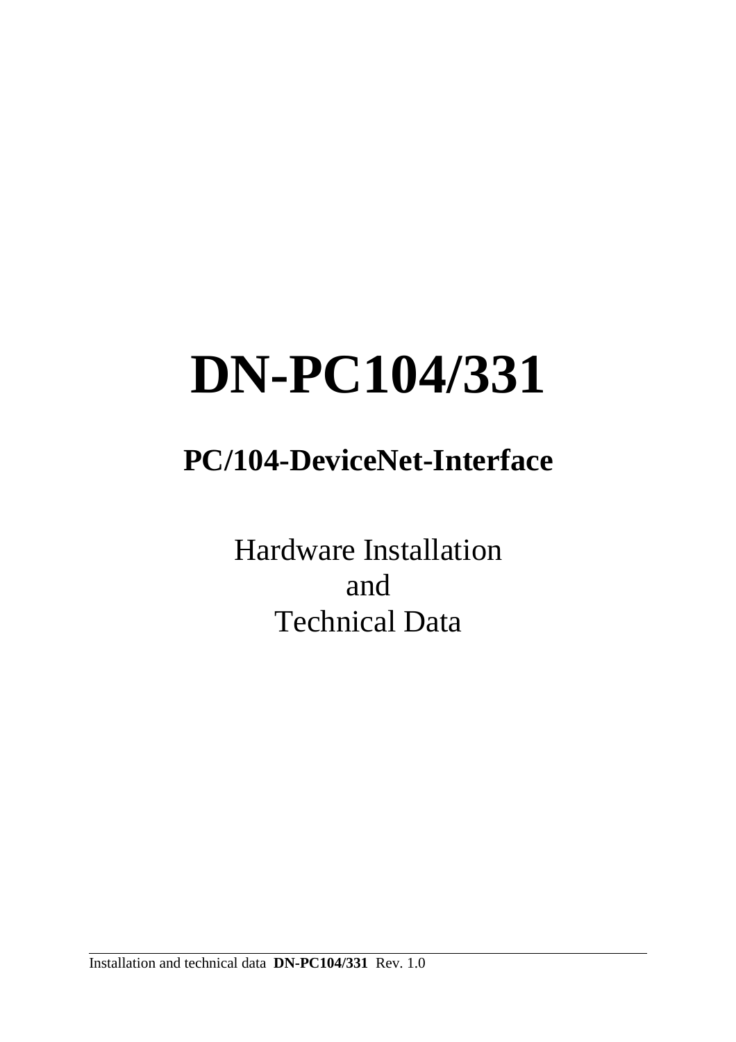# DN-PC104/331

## PC/104-DeviceNet-Interface

Hardware Installation
and
Technical Data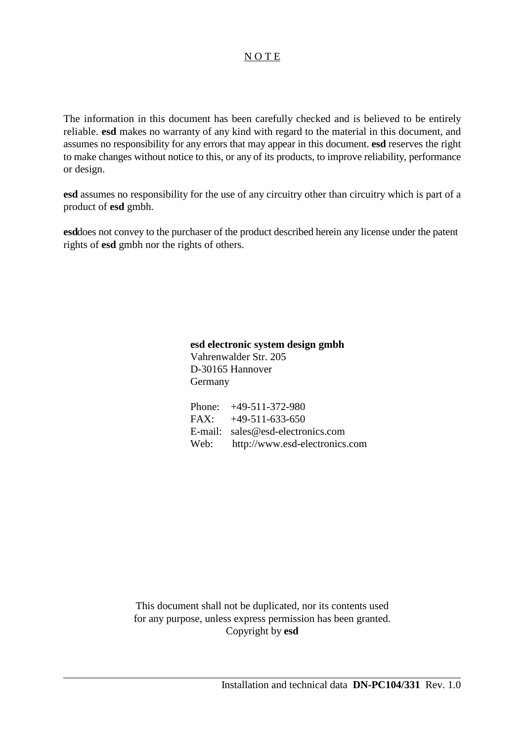# N O T E

The information in this document has been carefully checked and is believed to be entirely reliable. **esd** makes no warranty of any kind with regard to the material in this document, and assumes no responsibility for any errors that may appear in this document. **esd** reserves the right to make changes without notice to this, or any of its products, to improve reliability, performance or design.

**esd** assumes no responsibility for the use of any circuitry other than circuitry which is part of a product of **esd** gmbh.

**esd**does not convey to the purchaser of the product described herein any license under the patent rights of **esd** gmbh nor the rights of others.

**esd electronic system design gmbh**
Vahrenwalder Str. 205
D-30165 Hannover
Germany

Phone: +49-511-372-980
FAX: +49-511-633-650
E-mail: sales@esd-electronics.com
Web: http://www.esd-electronics.com

This document shall not be duplicated, nor its contents used for any purpose, unless express permission has been granted.
Copyright by **esd**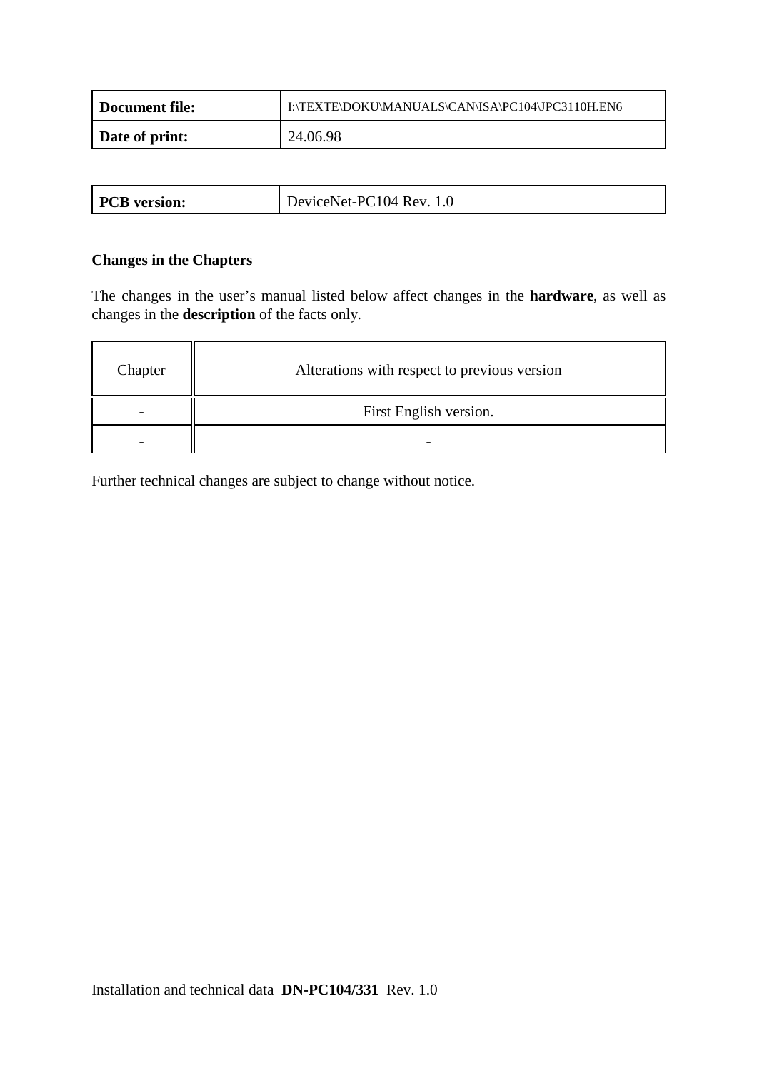| Document file: | I:\TEXTE\DOKU\MANUALS\CAN\ISA\PC104\JPC3110H.EN6 |
|---|---|
| Date of print: | 24.06.98 |

| PCB version: | DeviceNet-PC104 Rev. 1.0 |
|---|---|

**Changes in the Chapters**

The changes in the user's manual listed below affect changes in the **hardware**, as well as changes in the **description** of the facts only.

| Chapter | Alterations with respect to previous version |
|---|---|
| - | First English version. |
| - | - |

Further technical changes are subject to change without notice.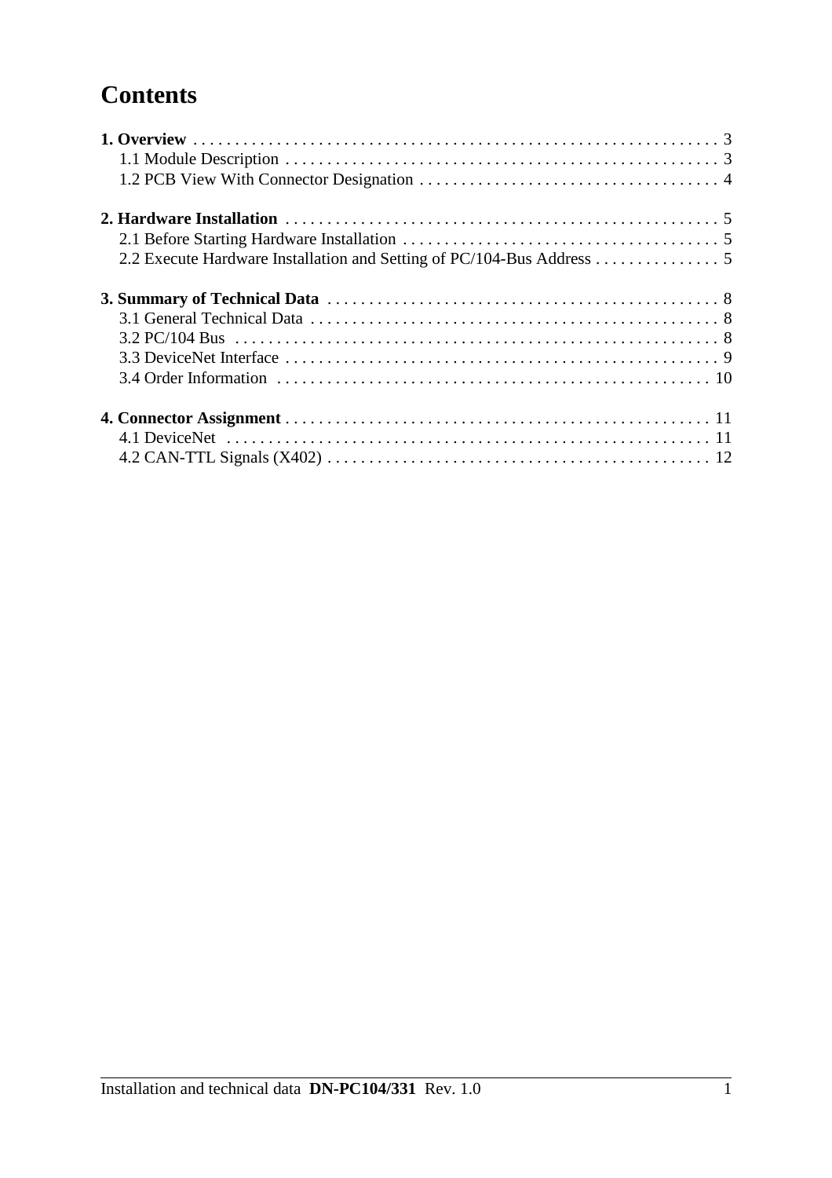# Contents

**1. Overview** . . . . . . . . . . . . . . . . . . . . . . . . . . . . . . . . . . . . . . . . . . . . . . . . . . . . . . . . . . . . . 3
- 1.1 Module Description . . . . . . . . . . . . . . . . . . . . . . . . . . . . . . . . . . . . . . . . . . . . . . . . . . . 3
- 1.2 PCB View With Connector Designation . . . . . . . . . . . . . . . . . . . . . . . . . . . . . . . . . . . 4

**2. Hardware Installation** . . . . . . . . . . . . . . . . . . . . . . . . . . . . . . . . . . . . . . . . . . . . . . . . . . 5
- 2.1 Before Starting Hardware Installation . . . . . . . . . . . . . . . . . . . . . . . . . . . . . . . . . . . . . 5
- 2.2 Execute Hardware Installation and Setting of PC/104-Bus Address . . . . . . . . . . . . . . . 5

**3. Summary of Technical Data** . . . . . . . . . . . . . . . . . . . . . . . . . . . . . . . . . . . . . . . . . . . . . 8
- 3.1 General Technical Data . . . . . . . . . . . . . . . . . . . . . . . . . . . . . . . . . . . . . . . . . . . . . . . . 8
- 3.2 PC/104 Bus . . . . . . . . . . . . . . . . . . . . . . . . . . . . . . . . . . . . . . . . . . . . . . . . . . . . . . . . . 8
- 3.3 DeviceNet Interface . . . . . . . . . . . . . . . . . . . . . . . . . . . . . . . . . . . . . . . . . . . . . . . . . . . 9
- 3.4 Order Information . . . . . . . . . . . . . . . . . . . . . . . . . . . . . . . . . . . . . . . . . . . . . . . . . . . 10

**4. Connector Assignment** . . . . . . . . . . . . . . . . . . . . . . . . . . . . . . . . . . . . . . . . . . . . . . . . . 11
- 4.1 DeviceNet . . . . . . . . . . . . . . . . . . . . . . . . . . . . . . . . . . . . . . . . . . . . . . . . . . . . . . . . . 11
- 4.2 CAN-TTL Signals (X402) . . . . . . . . . . . . . . . . . . . . . . . . . . . . . . . . . . . . . . . . . . . . . 12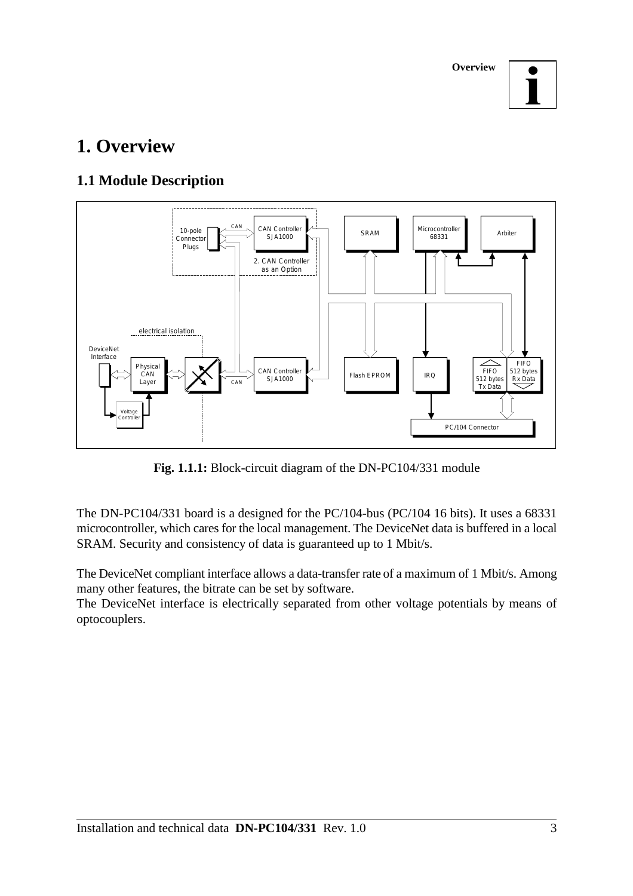# 1. Overview

## 1.1 Module Description

**Fig. 1.1.1:** Block-circuit diagram of the DN-PC104/331 module

The DN-PC104/331 board is a designed for the PC/104-bus (PC/104 16 bits). It uses a 68331 microcontroller, which cares for the local management. The DeviceNet data is buffered in a local SRAM. Security and consistency of data is guaranteed up to 1 Mbit/s.

The DeviceNet compliant interface allows a data-transfer rate of a maximum of 1 Mbit/s. Among many other features, the bitrate can be set by software.
The DeviceNet interface is electrically separated from other voltage potentials by means of optocouplers.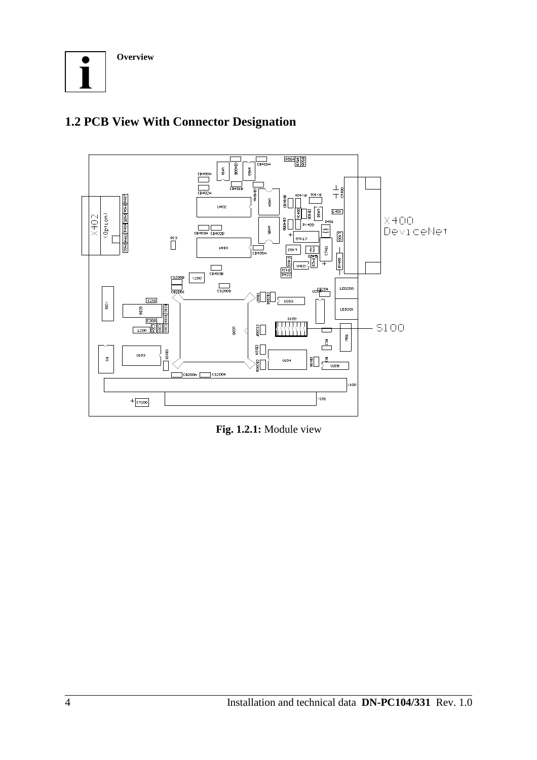**Overview**

## 1.2 PCB View With Connector Designation

**Fig. 1.2.1:** Module view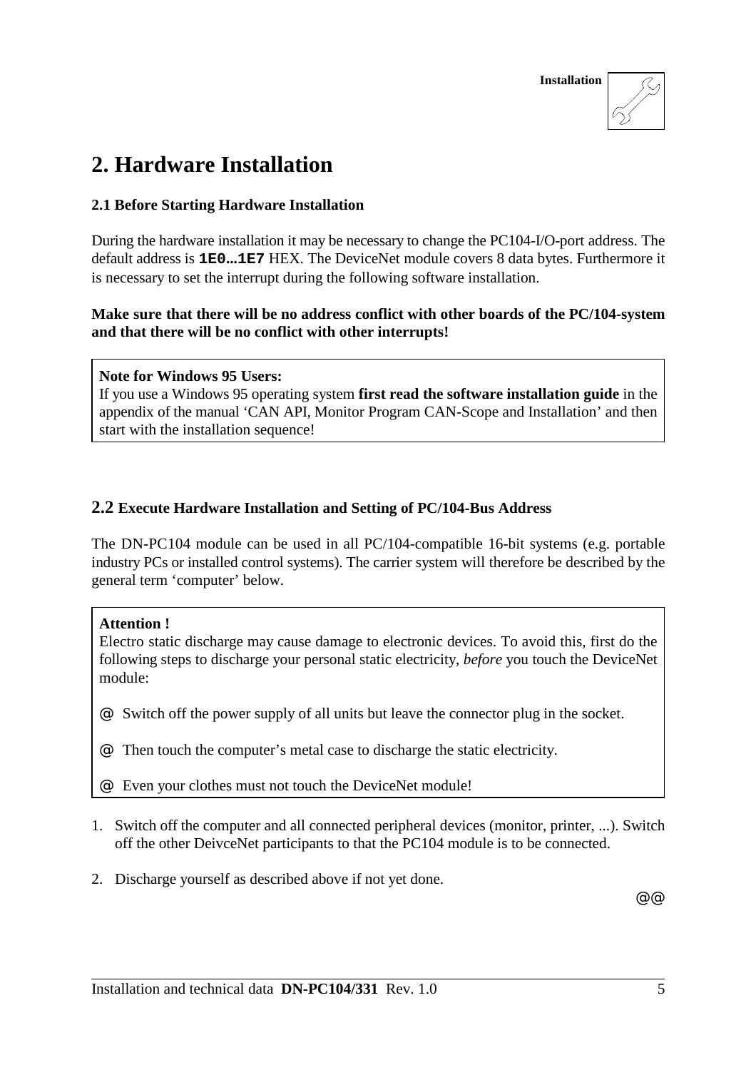# 2. Hardware Installation

### 2.1 Before Starting Hardware Installation

During the hardware installation it may be necessary to change the PC104-I/O-port address. The default address is **`1E0…1E7`** HEX. The DeviceNet module covers 8 data bytes. Furthermore it is necessary to set the interrupt during the following software installation.

**Make sure that there will be no address conflict with other boards of the PC/104-system and that there will be no conflict with other interrupts!**

> **Note for Windows 95 Users:**
> If you use a Windows 95 operating system **first read the software installation guide** in the appendix of the manual 'CAN API, Monitor Program CAN-Scope and Installation' and then start with the installation sequence!

### 2.2 Execute Hardware Installation and Setting of PC/104-Bus Address

The DN-PC104 module can be used in all PC/104-compatible 16-bit systems (e.g. portable industry PCs or installed control systems). The carrier system will therefore be described by the general term 'computer' below.

> **Attention !**
> Electro static discharge may cause damage to electronic devices. To avoid this, first do the following steps to discharge your personal static electricity, *before* you touch the DeviceNet module:
>
> @ Switch off the power supply of all units but leave the connector plug in the socket.
>
> @ Then touch the computer's metal case to discharge the static electricity.
>
> @ Even your clothes must not touch the DeviceNet module!

1. Switch off the computer and all connected peripheral devices (monitor, printer, ...). Switch off the other DeivceNet participants to that the PC104 module is to be connected.

2. Discharge yourself as described above if not yet done.

@@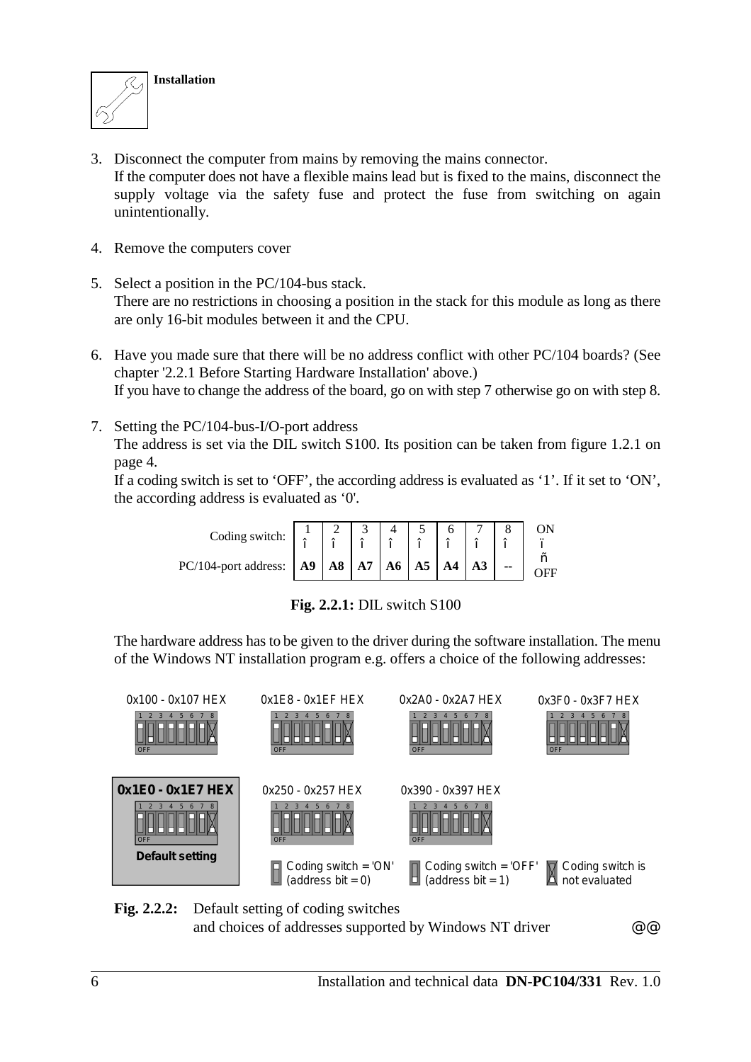**Installation**

3. Disconnect the computer from mains by removing the mains connector.
   If the computer does not have a flexible mains lead but is fixed to the mains, disconnect the supply voltage via the safety fuse and protect the fuse from switching on again unintentionally.

4. Remove the computers cover

5. Select a position in the PC/104-bus stack.
   There are no restrictions in choosing a position in the stack for this module as long as there are only 16-bit modules between it and the CPU.

6. Have you made sure that there will be no address conflict with other PC/104 boards? (See chapter '2.2.1 Before Starting Hardware Installation' above.)
   If you have to change the address of the board, go on with step 7 otherwise go on with step 8.

7. Setting the PC/104-bus-I/O-port address
   The address is set via the DIL switch S100. Its position can be taken from figure 1.2.1 on page 4.
   If a coding switch is set to 'OFF', the according address is evaluated as '1'. If it set to 'ON', the according address is evaluated as '0'.

| Coding switch: | 1 | 2 | 3 | 4 | 5 | 6 | 7 | 8 | ON |
|---|---|---|---|---|---|---|---|---|---|
| PC/104-port address: | **A9** | **A8** | **A7** | **A6** | **A5** | **A4** | **A3** | -- | OFF |

**Fig. 2.2.1:** DIL switch S100

The hardware address has to be given to the driver during the software installation. The menu of the Windows NT installation program e.g. offers a choice of the following addresses:

0x100 - 0x107 HEX

0x1E8 - 0x1EF HEX

0x2A0 - 0x2A7 HEX

0x3F0 - 0x3F7 HEX

**0x1E0 - 0x1E7 HEX**

**Default setting**

0x250 - 0x257 HEX

0x390 - 0x397 HEX

Coding switch = 'ON' (address bit = 0)

Coding switch = 'OFF' (address bit = 1)

Coding switch is not evaluated

**Fig. 2.2.2:** Default setting of coding switches and choices of addresses supported by Windows NT driver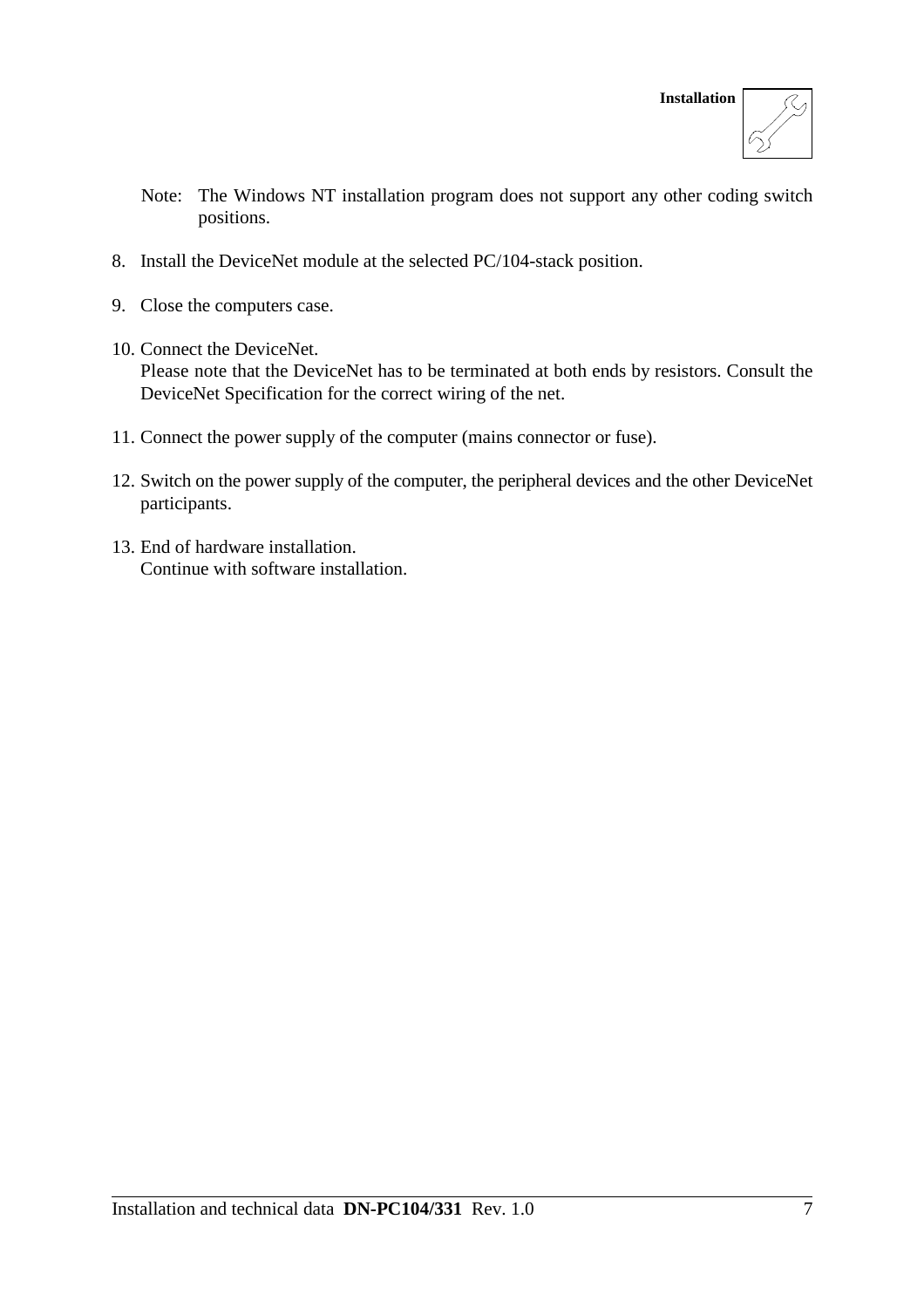Note: The Windows NT installation program does not support any other coding switch positions.

8. Install the DeviceNet module at the selected PC/104-stack position.

9. Close the computers case.

10. Connect the DeviceNet.
    Please note that the DeviceNet has to be terminated at both ends by resistors. Consult the DeviceNet Specification for the correct wiring of the net.

11. Connect the power supply of the computer (mains connector or fuse).

12. Switch on the power supply of the computer, the peripheral devices and the other DeviceNet participants.

13. End of hardware installation.
    Continue with software installation.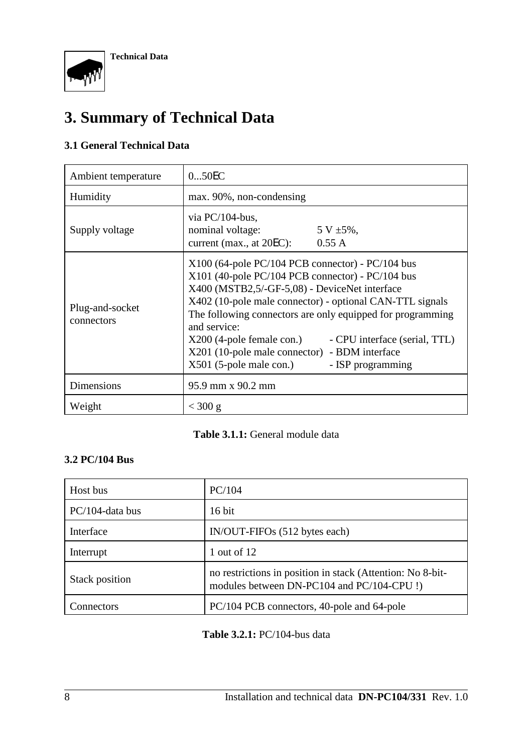# 3. Summary of Technical Data

## 3.1 General Technical Data

| | |
|---|---|
| Ambient temperature | 0...50ЕC |
| Humidity | max. 90%, non-condensing |
| Supply voltage | via PC/104-bus,<br>nominal voltage: 5 V ±5%,<br>current (max., at 20ЕC): 0.55 A |
| Plug-and-socket connectors | X100 (64-pole PC/104 PCB connector) - PC/104 bus<br>X101 (40-pole PC/104 PCB connector) - PC/104 bus<br>X400 (MSTB2,5/-GF-5,08) - DeviceNet interface<br>X402 (10-pole male connector) - optional CAN-TTL signals<br>The following connectors are only equipped for programming and service:<br>X200 (4-pole female con.) - CPU interface (serial, TTL)<br>X201 (10-pole male connector) - BDM interface<br>X501 (5-pole male con.) - ISP programming |
| Dimensions | 95.9 mm x 90.2 mm |
| Weight | < 300 g |

**Table 3.1.1:** General module data

## 3.2 PC/104 Bus

| | |
|---|---|
| Host bus | PC/104 |
| PC/104-data bus | 16 bit |
| Interface | IN/OUT-FIFOs (512 bytes each) |
| Interrupt | 1 out of 12 |
| Stack position | no restrictions in position in stack (Attention: No 8-bit-modules between DN-PC104 and PC/104-CPU !) |
| Connectors | PC/104 PCB connectors, 40-pole and 64-pole |

**Table 3.2.1:** PC/104-bus data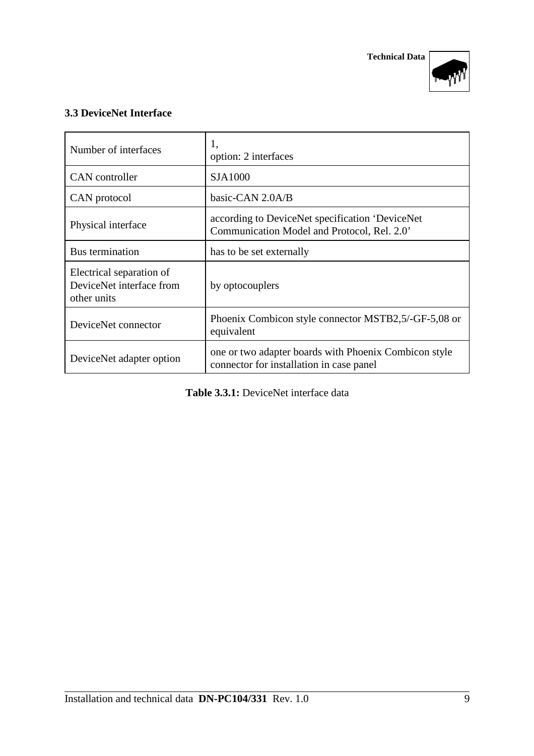## 3.3 DeviceNet Interface

| Number of interfaces | 1, option: 2 interfaces |
|---|---|
| CAN controller | SJA1000 |
| CAN protocol | basic-CAN 2.0A/B |
| Physical interface | according to DeviceNet specification 'DeviceNet Communication Model and Protocol, Rel. 2.0' |
| Bus termination | has to be set externally |
| Electrical separation of DeviceNet interface from other units | by optocouplers |
| DeviceNet connector | Phoenix Combicon style connector MSTB2,5/-GF-5,08 or equivalent |
| DeviceNet adapter option | one or two adapter boards with Phoenix Combicon style connector for installation in case panel |

**Table 3.3.1:** DeviceNet interface data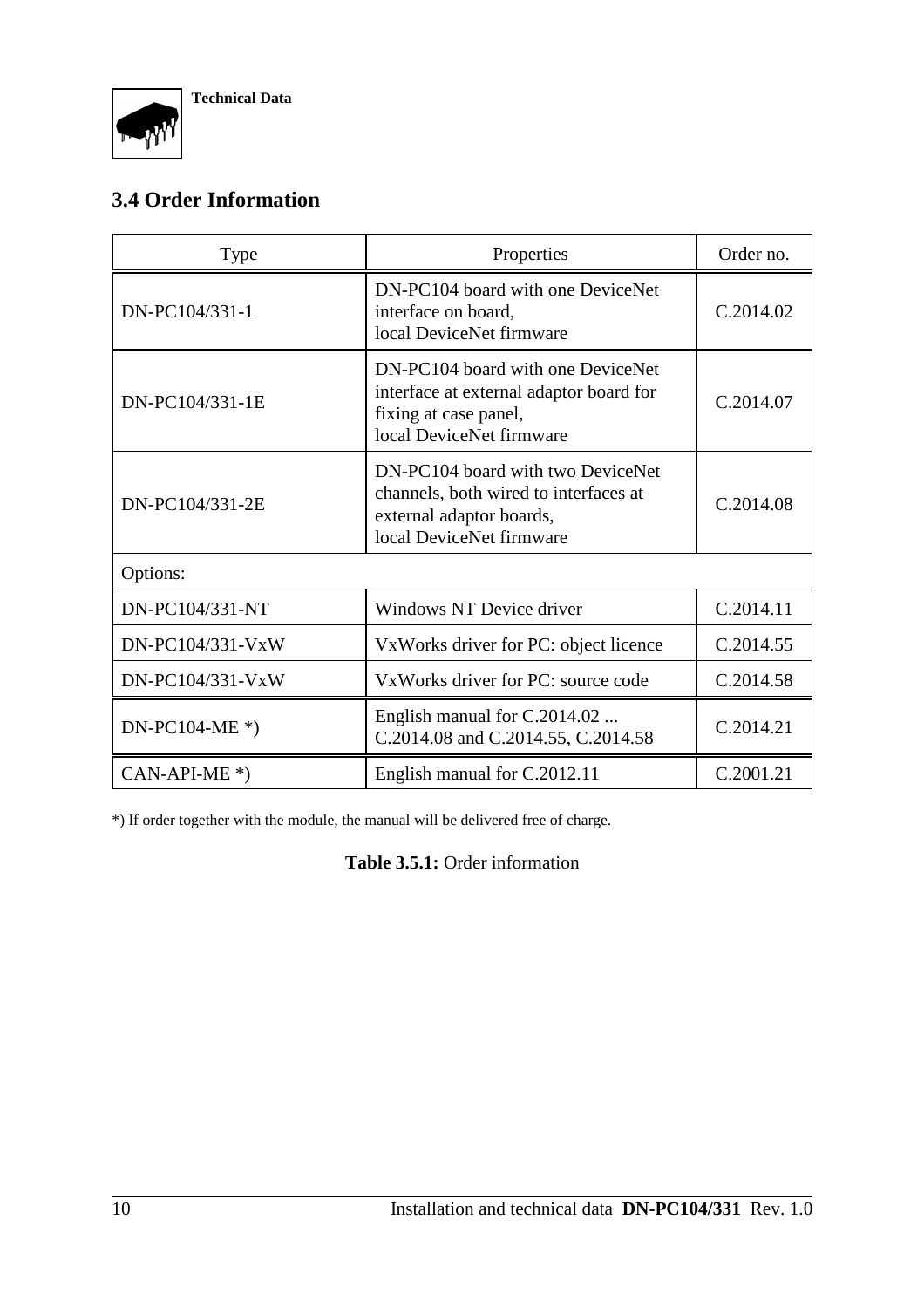## 3.4 Order Information

| Type | Properties | Order no. |
|---|---|---|
| DN-PC104/331-1 | DN-PC104 board with one DeviceNet interface on board, local DeviceNet firmware | C.2014.02 |
| DN-PC104/331-1E | DN-PC104 board with one DeviceNet interface at external adaptor board for fixing at case panel, local DeviceNet firmware | C.2014.07 |
| DN-PC104/331-2E | DN-PC104 board with two DeviceNet channels, both wired to interfaces at external adaptor boards, local DeviceNet firmware | C.2014.08 |
| Options: | | |
| DN-PC104/331-NT | Windows NT Device driver | C.2014.11 |
| DN-PC104/331-VxW | VxWorks driver for PC: object licence | C.2014.55 |
| DN-PC104/331-VxW | VxWorks driver for PC: source code | C.2014.58 |
| DN-PC104-ME *) | English manual for C.2014.02 ... C.2014.08 and C.2014.55, C.2014.58 | C.2014.21 |
| CAN-API-ME *) | English manual for C.2012.11 | C.2001.21 |

*) If order together with the module, the manual will be delivered free of charge.

**Table 3.5.1:** Order information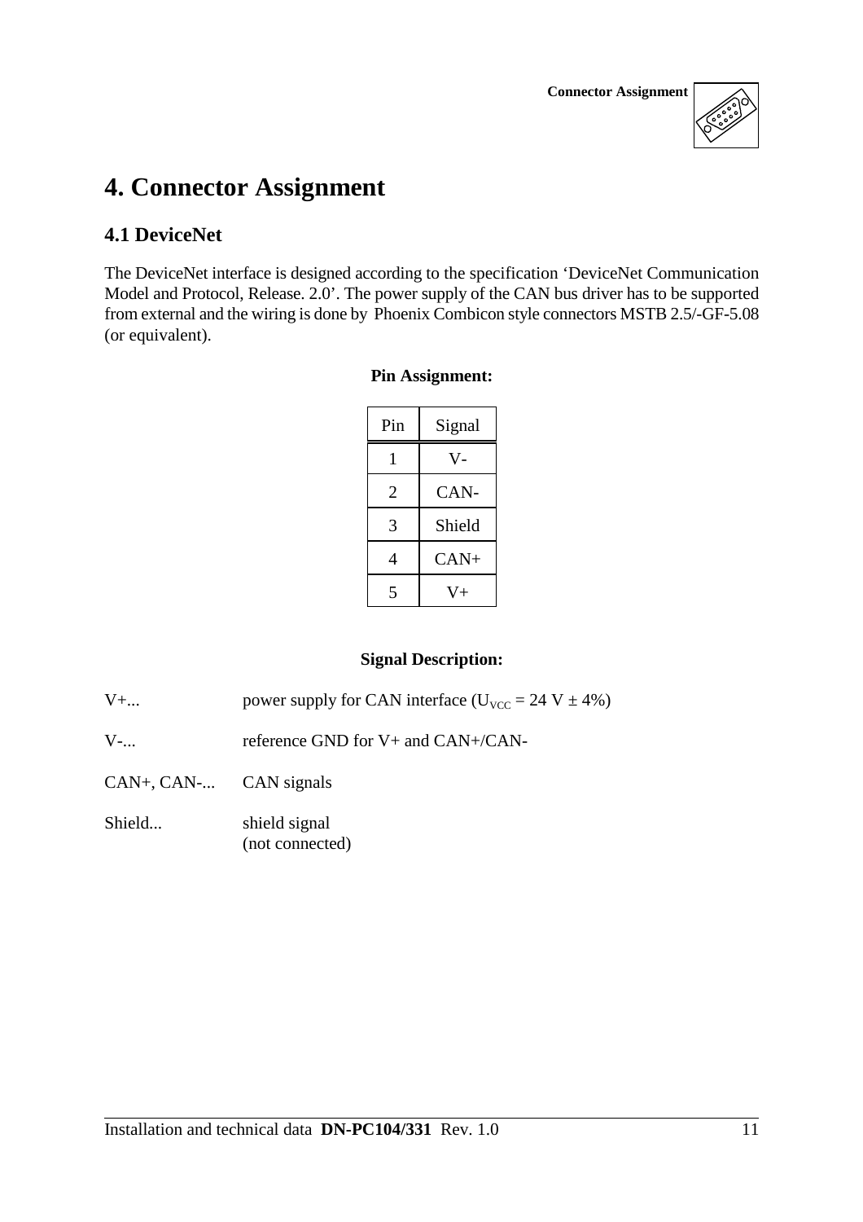# 4. Connector Assignment

## 4.1 DeviceNet

The DeviceNet interface is designed according to the specification 'DeviceNet Communication Model and Protocol, Release. 2.0'. The power supply of the CAN bus driver has to be supported from external and the wiring is done by Phoenix Combicon style connectors MSTB 2.5/-GF-5.08 (or equivalent).

**Pin Assignment:**

| Pin | Signal |
|---|---|
| 1 | V- |
| 2 | CAN- |
| 3 | Shield |
| 4 | CAN+ |
| 5 | V+ |

**Signal Description:**

V+... power supply for CAN interface ($U_{VCC}$ = 24 V ± 4%)

V-... reference GND for V+ and CAN+/CAN-

CAN+, CAN-... CAN signals

Shield... shield signal
(not connected)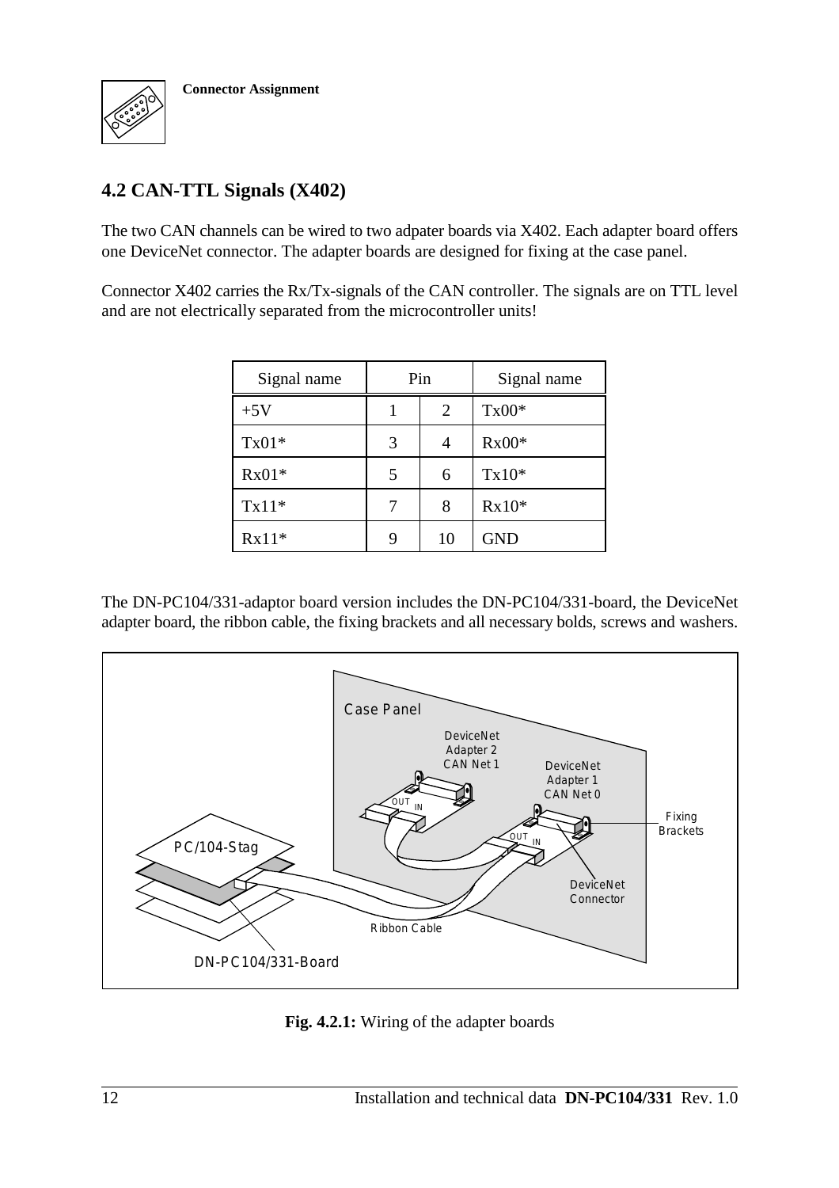## 4.2 CAN-TTL Signals (X402)

The two CAN channels can be wired to two adpater boards via X402. Each adapter board offers one DeviceNet connector. The adapter boards are designed for fixing at the case panel.

Connector X402 carries the Rx/Tx-signals of the CAN controller. The signals are on TTL level and are not electrically separated from the microcontroller units!

| Signal name | Pin | | Signal name |
|---|---|---|---|
| +5V | 1 | 2 | Tx00* |
| Tx01* | 3 | 4 | Rx00* |
| Rx01* | 5 | 6 | Tx10* |
| Tx11* | 7 | 8 | Rx10* |
| Rx11* | 9 | 10 | GND |

The DN-PC104/331-adaptor board version includes the DN-PC104/331-board, the DeviceNet adapter board, the ribbon cable, the fixing brackets and all necessary bolds, screws and washers.

Case Panel
DeviceNet Adapter 2 CAN Net 1
DeviceNet Adapter 1 CAN Net 0
OUT IN
OUT IN
Fixing Brackets
PC/104-Stag
DeviceNet Connector
Ribbon Cable
DN-PC104/331-Board

**Fig. 4.2.1:** Wiring of the adapter boards